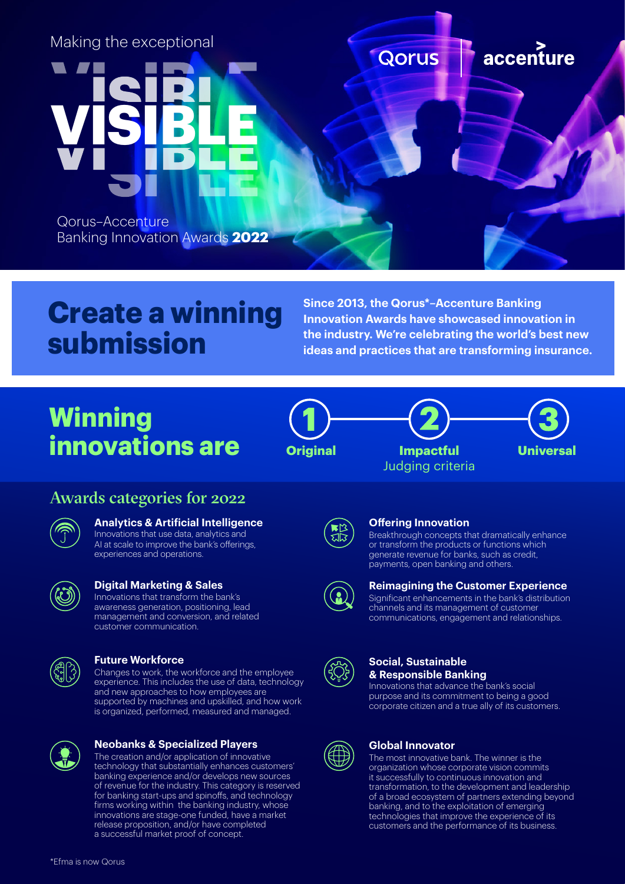Making the exceptional

# VISIBLE

Qorus–Accenture Banking Innovation Awards **2022**

Qorus | accenture

## Create a winning submission

**Since 2013, the Qorus*–Accenture Banking Innovation Awards have showcased innovation in the industry. We're celebrating the world's best new ideas and practices that are transforming insurance.**

## Winning innovations are

1. **Original**
2. **Impactful**
3. **Universal**

Judging criteria

## Awards categories for 2022

### Analytics & Artificial Intelligence
Innovations that use data, analytics and AI at scale to improve the bank's offerings, experiences and operations.

### Digital Marketing & Sales
Innovations that transform the bank's awareness generation, positioning, lead management and conversion, and related customer communication.

### Future Workforce
Changes to work, the workforce and the employee experience. This includes the use of data, technology and new approaches to how employees are supported by machines and upskilled, and how work is organized, performed, measured and managed.

### Neobanks & Specialized Players
The creation and/or application of innovative technology that substantially enhances customers' banking experience and/or develops new sources of revenue for the industry. This category is reserved for banking start-ups and spinoffs, and technology firms working within the banking industry, whose innovations are stage-one funded, have a market release proposition, and/or have completed a successful market proof of concept.

### Offering Innovation
Breakthrough concepts that dramatically enhance or transform the products or functions which generate revenue for banks, such as credit, payments, open banking and others.

### Reimagining the Customer Experience
Significant enhancements in the bank's distribution channels and its management of customer communications, engagement and relationships.

### Social, Sustainable & Responsible Banking
Innovations that advance the bank's social purpose and its commitment to being a good corporate citizen and a true ally of its customers.

### Global Innovator
The most innovative bank. The winner is the organization whose corporate vision commits it successfully to continuous innovation and transformation, to the development and leadership of a broad ecosystem of partners extending beyond banking, and to the exploitation of emerging technologies that improve the experience of its customers and the performance of its business.

*Efma is now Qorus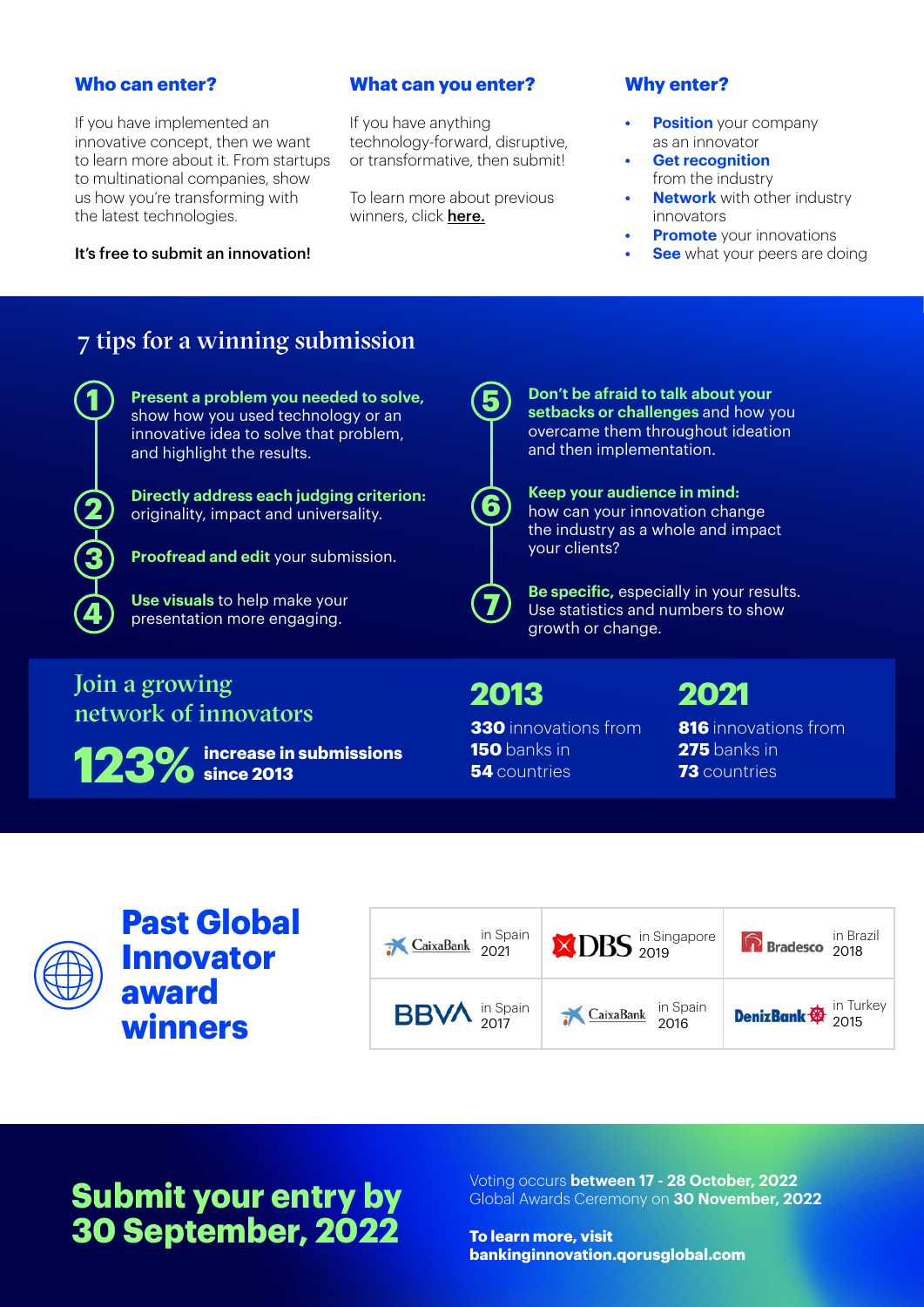## Who can enter?

If you have implemented an innovative concept, then we want to learn more about it. From startups to multinational companies, show us how you're transforming with the latest technologies.

It's free to submit an innovation!

## What can you enter?

If you have anything technology-forward, disruptive, or transformative, then submit!

To learn more about previous winners, click **here.**

## Why enter?

- **Position** your company as an innovator
- **Get recognition** from the industry
- **Network** with other industry innovators
- **Promote** your innovations
- **See** what your peers are doing

## 7 tips for a winning submission

1. **Present a problem you needed to solve,** show how you used technology or an innovative idea to solve that problem, and highlight the results.
2. **Directly address each judging criterion:** originality, impact and universality.
3. **Proofread and edit** your submission.
4. **Use visuals** to help make your presentation more engaging.
5. **Don't be afraid to talk about your setbacks or challenges** and how you overcame them throughout ideation and then implementation.
6. **Keep your audience in mind:** how can your innovation change the industry as a whole and impact your clients?
7. **Be specific,** especially in your results. Use statistics and numbers to show growth or change.

## Join a growing network of innovators

**123%** **increase in submissions since 2013**

**2013**

**330** innovations from
**150** banks in
**54** countries

**2021**

**816** innovations from
**275** banks in
**73** countries

## Past Global Innovator award winners

| | | |
|---|---|---|
| CaixaBank in Spain 2021 | DBS in Singapore 2019 | Bradesco in Brazil 2018 |
| BBVA in Spain 2017 | CaixaBank in Spain 2016 | DenizBank in Turkey 2015 |

## Submit your entry by 30 September, 2022

Voting occurs **between 17 - 28 October, 2022**
Global Awards Ceremony on **30 November, 2022**

**To learn more, visit bankinginnovation.qorusglobal.com**